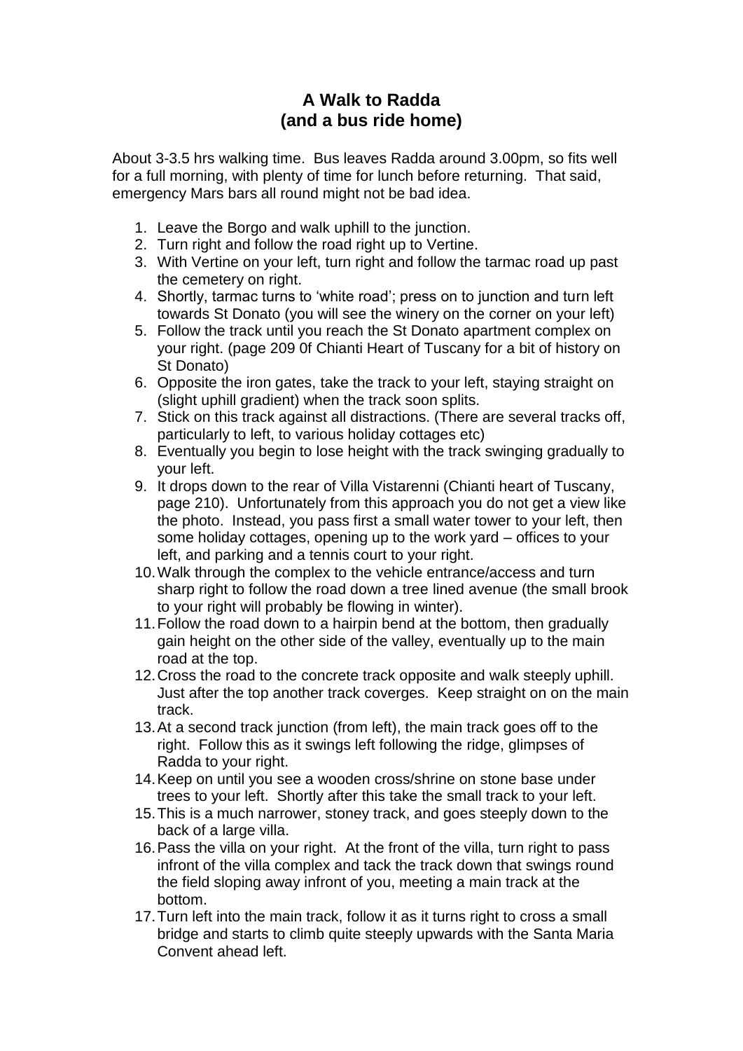# A Walk to Radda
## (and a bus ride home)

About 3-3.5 hrs walking time. Bus leaves Radda around 3.00pm, so fits well for a full morning, with plenty of time for lunch before returning. That said, emergency Mars bars all round might not be bad idea.

1. Leave the Borgo and walk uphill to the junction.
2. Turn right and follow the road right up to Vertine.
3. With Vertine on your left, turn right and follow the tarmac road up past the cemetery on right.
4. Shortly, tarmac turns to 'white road'; press on to junction and turn left towards St Donato (you will see the winery on the corner on your left)
5. Follow the track until you reach the St Donato apartment complex on your right. (page 209 0f Chianti Heart of Tuscany for a bit of history on St Donato)
6. Opposite the iron gates, take the track to your left, staying straight on (slight uphill gradient) when the track soon splits.
7. Stick on this track against all distractions. (There are several tracks off, particularly to left, to various holiday cottages etc)
8. Eventually you begin to lose height with the track swinging gradually to your left.
9. It drops down to the rear of Villa Vistarenni (Chianti heart of Tuscany, page 210). Unfortunately from this approach you do not get a view like the photo. Instead, you pass first a small water tower to your left, then some holiday cottages, opening up to the work yard – offices to your left, and parking and a tennis court to your right.
10. Walk through the complex to the vehicle entrance/access and turn sharp right to follow the road down a tree lined avenue (the small brook to your right will probably be flowing in winter).
11. Follow the road down to a hairpin bend at the bottom, then gradually gain height on the other side of the valley, eventually up to the main road at the top.
12. Cross the road to the concrete track opposite and walk steeply uphill. Just after the top another track coverges. Keep straight on on the main track.
13. At a second track junction (from left), the main track goes off to the right. Follow this as it swings left following the ridge, glimpses of Radda to your right.
14. Keep on until you see a wooden cross/shrine on stone base under trees to your left. Shortly after this take the small track to your left.
15. This is a much narrower, stoney track, and goes steeply down to the back of a large villa.
16. Pass the villa on your right. At the front of the villa, turn right to pass infront of the villa complex and tack the track down that swings round the field sloping away infront of you, meeting a main track at the bottom.
17. Turn left into the main track, follow it as it turns right to cross a small bridge and starts to climb quite steeply upwards with the Santa Maria Convent ahead left.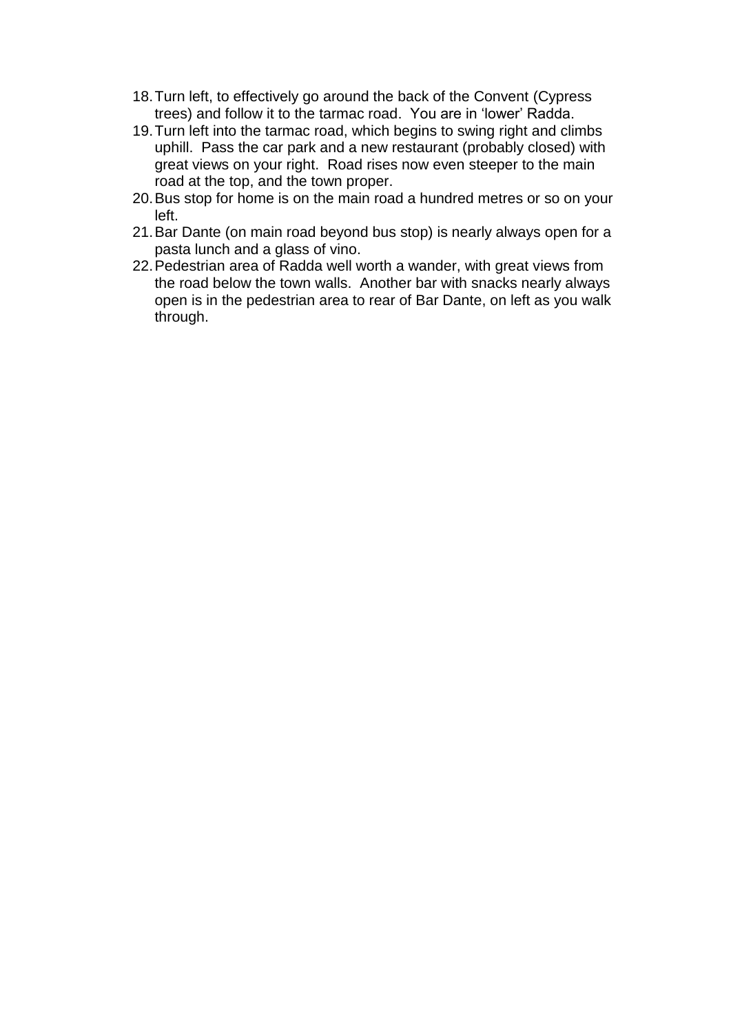18. Turn left, to effectively go around the back of the Convent (Cypress trees) and follow it to the tarmac road. You are in 'lower' Radda.
19. Turn left into the tarmac road, which begins to swing right and climbs uphill. Pass the car park and a new restaurant (probably closed) with great views on your right. Road rises now even steeper to the main road at the top, and the town proper.
20. Bus stop for home is on the main road a hundred metres or so on your left.
21. Bar Dante (on main road beyond bus stop) is nearly always open for a pasta lunch and a glass of vino.
22. Pedestrian area of Radda well worth a wander, with great views from the road below the town walls. Another bar with snacks nearly always open is in the pedestrian area to rear of Bar Dante, on left as you walk through.